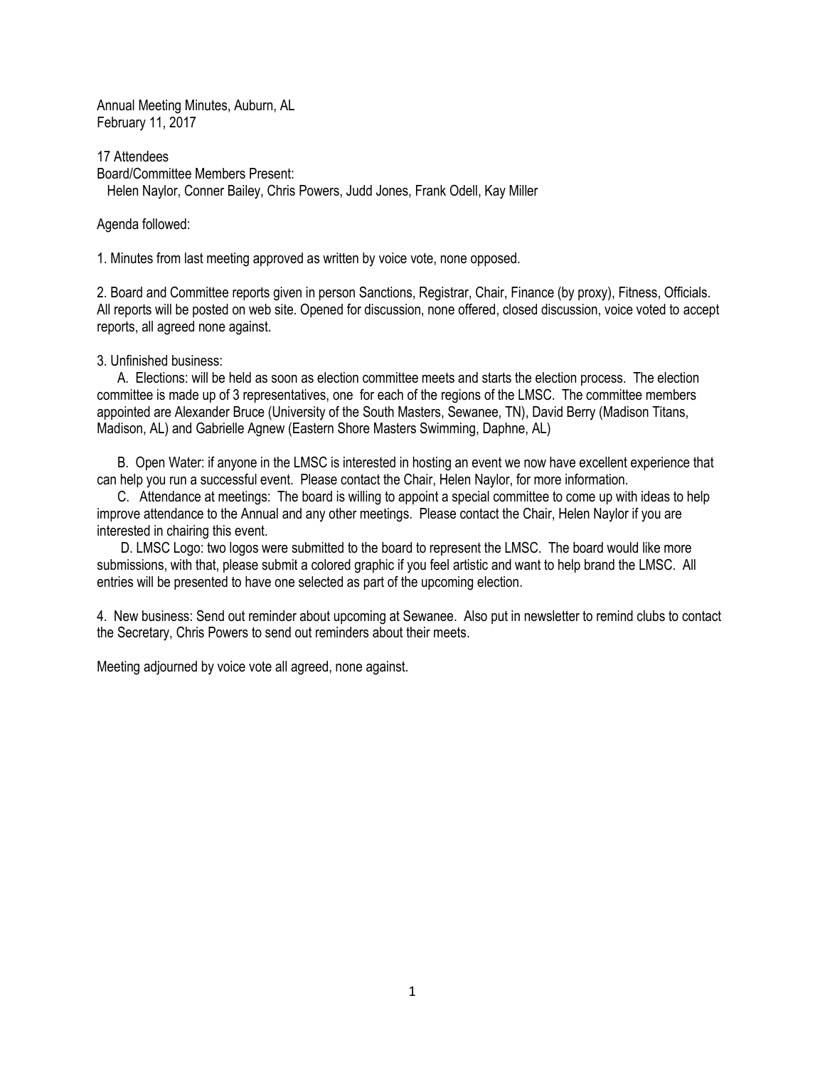Annual Meeting Minutes, Auburn, AL
February 11, 2017

17 Attendees
Board/Committee Members Present:
Helen Naylor, Conner Bailey, Chris Powers, Judd Jones, Frank Odell, Kay Miller

Agenda followed:

1. Minutes from last meeting approved as written by voice vote, none opposed.

2. Board and Committee reports given in person Sanctions, Registrar, Chair, Finance (by proxy), Fitness, Officials. All reports will be posted on web site. Opened for discussion, none offered, closed discussion, voice voted to accept reports, all agreed none against.

3. Unfinished business:

A. Elections: will be held as soon as election committee meets and starts the election process. The election committee is made up of 3 representatives, one for each of the regions of the LMSC. The committee members appointed are Alexander Bruce (University of the South Masters, Sewanee, TN), David Berry (Madison Titans, Madison, AL) and Gabrielle Agnew (Eastern Shore Masters Swimming, Daphne, AL)

B. Open Water: if anyone in the LMSC is interested in hosting an event we now have excellent experience that can help you run a successful event. Please contact the Chair, Helen Naylor, for more information.

C. Attendance at meetings: The board is willing to appoint a special committee to come up with ideas to help improve attendance to the Annual and any other meetings. Please contact the Chair, Helen Naylor if you are interested in chairing this event.

D. LMSC Logo: two logos were submitted to the board to represent the LMSC. The board would like more submissions, with that, please submit a colored graphic if you feel artistic and want to help brand the LMSC. All entries will be presented to have one selected as part of the upcoming election.

4. New business: Send out reminder about upcoming at Sewanee. Also put in newsletter to remind clubs to contact the Secretary, Chris Powers to send out reminders about their meets.

Meeting adjourned by voice vote all agreed, none against.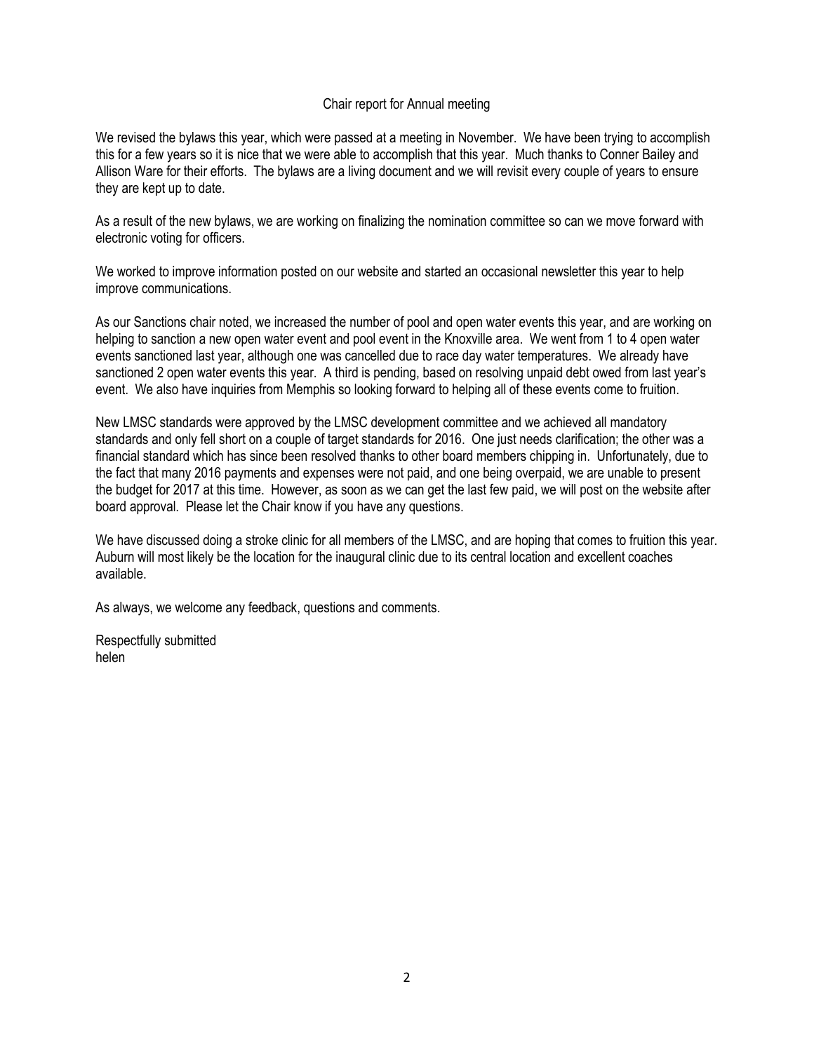## Chair report for Annual meeting

We revised the bylaws this year, which were passed at a meeting in November. We have been trying to accomplish this for a few years so it is nice that we were able to accomplish that this year. Much thanks to Conner Bailey and Allison Ware for their efforts. The bylaws are a living document and we will revisit every couple of years to ensure they are kept up to date.

As a result of the new bylaws, we are working on finalizing the nomination committee so can we move forward with electronic voting for officers.

We worked to improve information posted on our website and started an occasional newsletter this year to help improve communications.

As our Sanctions chair noted, we increased the number of pool and open water events this year, and are working on helping to sanction a new open water event and pool event in the Knoxville area. We went from 1 to 4 open water events sanctioned last year, although one was cancelled due to race day water temperatures. We already have sanctioned 2 open water events this year. A third is pending, based on resolving unpaid debt owed from last year's event. We also have inquiries from Memphis so looking forward to helping all of these events come to fruition.

New LMSC standards were approved by the LMSC development committee and we achieved all mandatory standards and only fell short on a couple of target standards for 2016. One just needs clarification; the other was a financial standard which has since been resolved thanks to other board members chipping in. Unfortunately, due to the fact that many 2016 payments and expenses were not paid, and one being overpaid, we are unable to present the budget for 2017 at this time. However, as soon as we can get the last few paid, we will post on the website after board approval. Please let the Chair know if you have any questions.

We have discussed doing a stroke clinic for all members of the LMSC, and are hoping that comes to fruition this year. Auburn will most likely be the location for the inaugural clinic due to its central location and excellent coaches available.

As always, we welcome any feedback, questions and comments.

Respectfully submitted
helen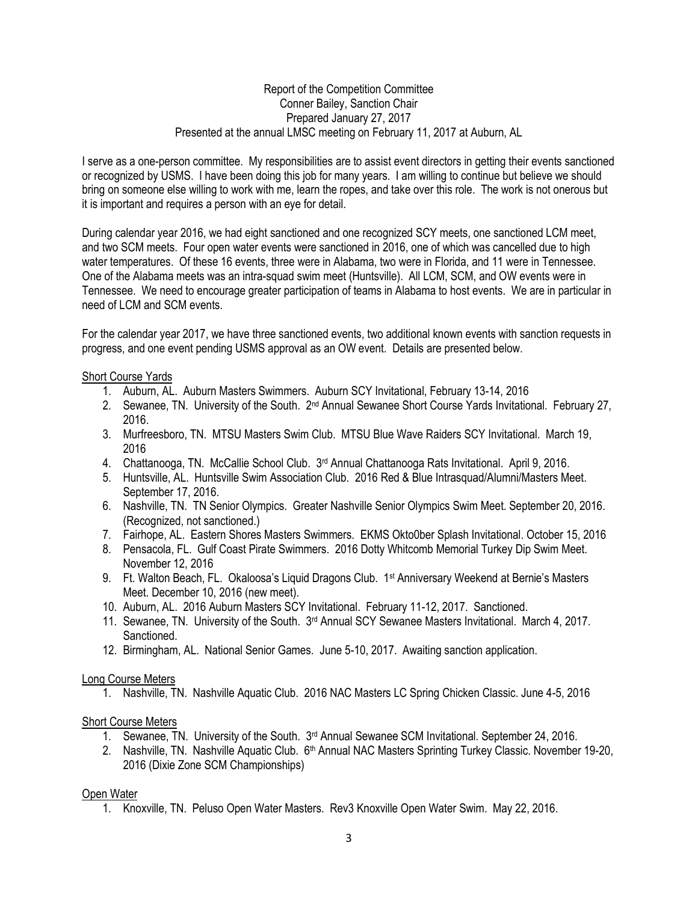Report of the Competition Committee
Conner Bailey, Sanction Chair
Prepared January 27, 2017
Presented at the annual LMSC meeting on February 11, 2017 at Auburn, AL

I serve as a one-person committee. My responsibilities are to assist event directors in getting their events sanctioned or recognized by USMS. I have been doing this job for many years. I am willing to continue but believe we should bring on someone else willing to work with me, learn the ropes, and take over this role. The work is not onerous but it is important and requires a person with an eye for detail.

During calendar year 2016, we had eight sanctioned and one recognized SCY meets, one sanctioned LCM meet, and two SCM meets. Four open water events were sanctioned in 2016, one of which was cancelled due to high water temperatures. Of these 16 events, three were in Alabama, two were in Florida, and 11 were in Tennessee. One of the Alabama meets was an intra-squad swim meet (Huntsville). All LCM, SCM, and OW events were in Tennessee. We need to encourage greater participation of teams in Alabama to host events. We are in particular in need of LCM and SCM events.

For the calendar year 2017, we have three sanctioned events, two additional known events with sanction requests in progress, and one event pending USMS approval as an OW event. Details are presented below.

Short Course Yards

1. Auburn, AL. Auburn Masters Swimmers. Auburn SCY Invitational, February 13-14, 2016
2. Sewanee, TN. University of the South. 2nd Annual Sewanee Short Course Yards Invitational. February 27, 2016.
3. Murfreesboro, TN. MTSU Masters Swim Club. MTSU Blue Wave Raiders SCY Invitational. March 19, 2016
4. Chattanooga, TN. McCallie School Club. 3rd Annual Chattanooga Rats Invitational. April 9, 2016.
5. Huntsville, AL. Huntsville Swim Association Club. 2016 Red & Blue Intrasquad/Alumni/Masters Meet. September 17, 2016.
6. Nashville, TN. TN Senior Olympics. Greater Nashville Senior Olympics Swim Meet. September 20, 2016. (Recognized, not sanctioned.)
7. Fairhope, AL. Eastern Shores Masters Swimmers. EKMS Okto0ber Splash Invitational. October 15, 2016
8. Pensacola, FL. Gulf Coast Pirate Swimmers. 2016 Dotty Whitcomb Memorial Turkey Dip Swim Meet. November 12, 2016
9. Ft. Walton Beach, FL. Okaloosa's Liquid Dragons Club. 1st Anniversary Weekend at Bernie's Masters Meet. December 10, 2016 (new meet).
10. Auburn, AL. 2016 Auburn Masters SCY Invitational. February 11-12, 2017. Sanctioned.
11. Sewanee, TN. University of the South. 3rd Annual SCY Sewanee Masters Invitational. March 4, 2017. Sanctioned.
12. Birmingham, AL. National Senior Games. June 5-10, 2017. Awaiting sanction application.

Long Course Meters

1. Nashville, TN. Nashville Aquatic Club. 2016 NAC Masters LC Spring Chicken Classic. June 4-5, 2016

Short Course Meters

1. Sewanee, TN. University of the South. 3rd Annual Sewanee SCM Invitational. September 24, 2016.
2. Nashville, TN. Nashville Aquatic Club. 6th Annual NAC Masters Sprinting Turkey Classic. November 19-20, 2016 (Dixie Zone SCM Championships)

Open Water

1. Knoxville, TN. Peluso Open Water Masters. Rev3 Knoxville Open Water Swim. May 22, 2016.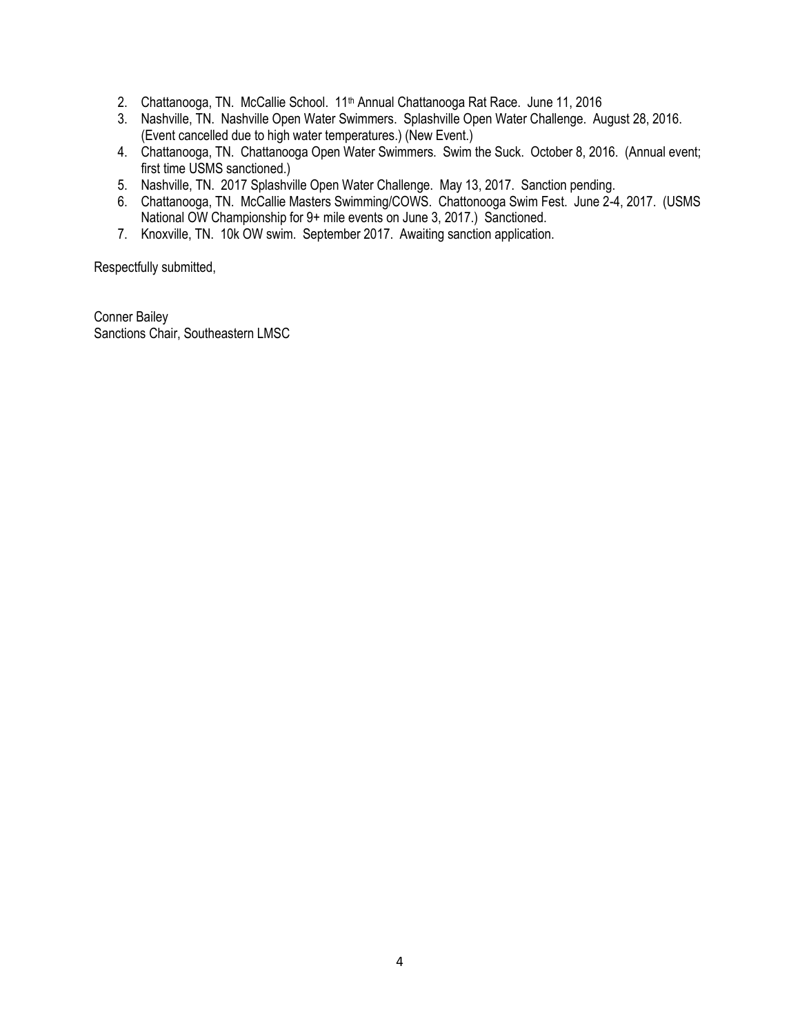2. Chattanooga, TN. McCallie School. 11th Annual Chattanooga Rat Race. June 11, 2016
3. Nashville, TN. Nashville Open Water Swimmers. Splashville Open Water Challenge. August 28, 2016. (Event cancelled due to high water temperatures.) (New Event.)
4. Chattanooga, TN. Chattanooga Open Water Swimmers. Swim the Suck. October 8, 2016. (Annual event; first time USMS sanctioned.)
5. Nashville, TN. 2017 Splashville Open Water Challenge. May 13, 2017. Sanction pending.
6. Chattanooga, TN. McCallie Masters Swimming/COWS. Chattonooga Swim Fest. June 2-4, 2017. (USMS National OW Championship for 9+ mile events on June 3, 2017.) Sanctioned.
7. Knoxville, TN. 10k OW swim. September 2017. Awaiting sanction application.

Respectfully submitted,

Conner Bailey
Sanctions Chair, Southeastern LMSC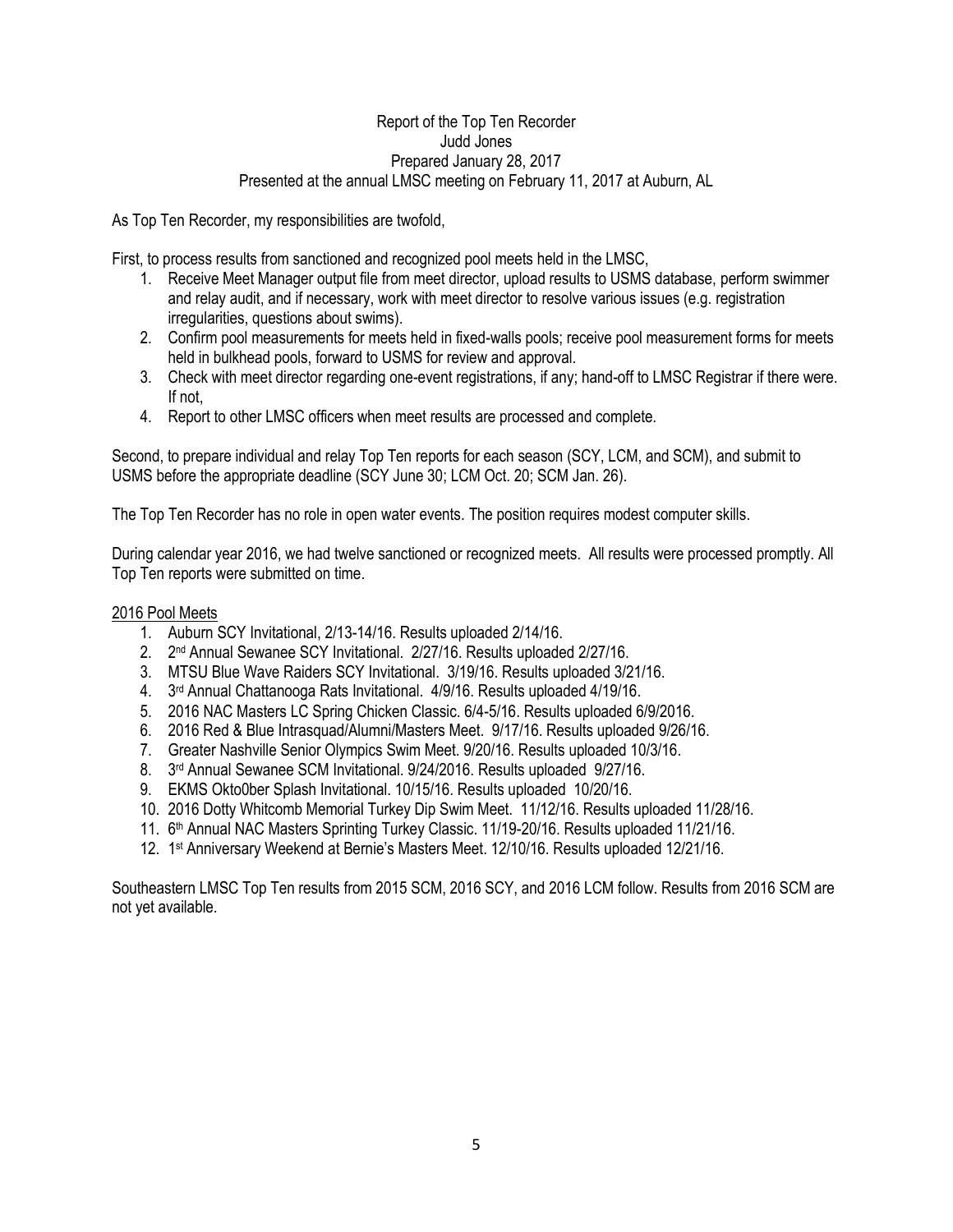Report of the Top Ten Recorder
Judd Jones
Prepared January 28, 2017
Presented at the annual LMSC meeting on February 11, 2017 at Auburn, AL

As Top Ten Recorder, my responsibilities are twofold,

First, to process results from sanctioned and recognized pool meets held in the LMSC,

1. Receive Meet Manager output file from meet director, upload results to USMS database, perform swimmer and relay audit, and if necessary, work with meet director to resolve various issues (e.g. registration irregularities, questions about swims).
2. Confirm pool measurements for meets held in fixed-walls pools; receive pool measurement forms for meets held in bulkhead pools, forward to USMS for review and approval.
3. Check with meet director regarding one-event registrations, if any; hand-off to LMSC Registrar if there were. If not,
4. Report to other LMSC officers when meet results are processed and complete.

Second, to prepare individual and relay Top Ten reports for each season (SCY, LCM, and SCM), and submit to USMS before the appropriate deadline (SCY June 30; LCM Oct. 20; SCM Jan. 26).

The Top Ten Recorder has no role in open water events. The position requires modest computer skills.

During calendar year 2016, we had twelve sanctioned or recognized meets. All results were processed promptly. All Top Ten reports were submitted on time.

2016 Pool Meets

1. Auburn SCY Invitational, 2/13-14/16. Results uploaded 2/14/16.
2. 2nd Annual Sewanee SCY Invitational. 2/27/16. Results uploaded 2/27/16.
3. MTSU Blue Wave Raiders SCY Invitational. 3/19/16. Results uploaded 3/21/16.
4. 3rd Annual Chattanooga Rats Invitational. 4/9/16. Results uploaded 4/19/16.
5. 2016 NAC Masters LC Spring Chicken Classic. 6/4-5/16. Results uploaded 6/9/2016.
6. 2016 Red & Blue Intrasquad/Alumni/Masters Meet. 9/17/16. Results uploaded 9/26/16.
7. Greater Nashville Senior Olympics Swim Meet. 9/20/16. Results uploaded 10/3/16.
8. 3rd Annual Sewanee SCM Invitational. 9/24/2016. Results uploaded 9/27/16.
9. EKMS Okto0ber Splash Invitational. 10/15/16. Results uploaded 10/20/16.
10. 2016 Dotty Whitcomb Memorial Turkey Dip Swim Meet. 11/12/16. Results uploaded 11/28/16.
11. 6th Annual NAC Masters Sprinting Turkey Classic. 11/19-20/16. Results uploaded 11/21/16.
12. 1st Anniversary Weekend at Bernie's Masters Meet. 12/10/16. Results uploaded 12/21/16.

Southeastern LMSC Top Ten results from 2015 SCM, 2016 SCY, and 2016 LCM follow. Results from 2016 SCM are not yet available.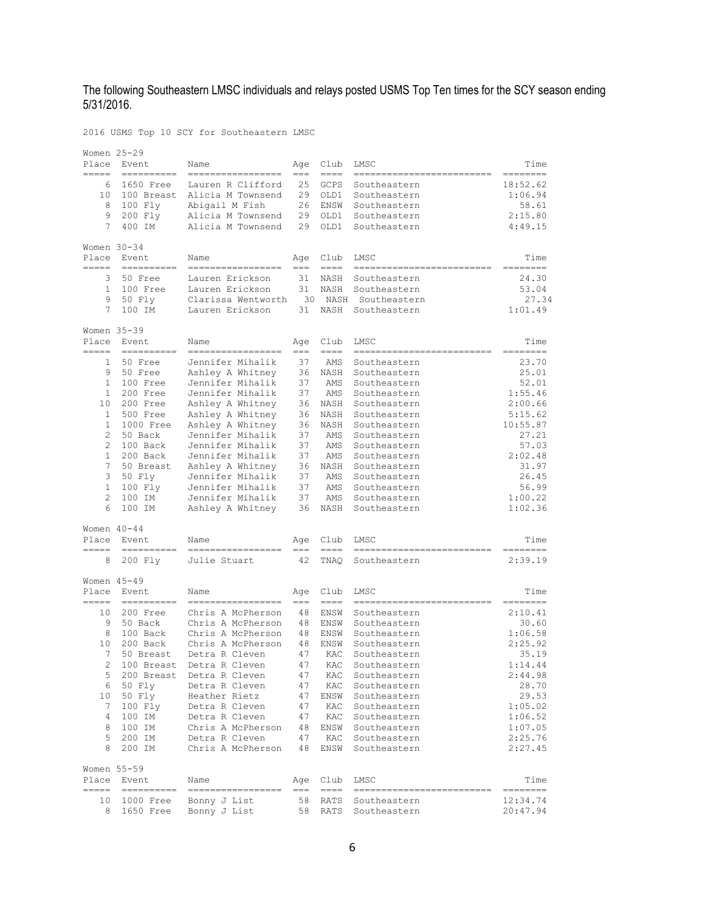The following Southeastern LMSC individuals and relays posted USMS Top Ten times for the SCY season ending 5/31/2016.

2016 USMS Top 10 SCY for Southeastern LMSC

Women 25-29

| Place | Event | Name | Age | Club | LMSC | Time |
|---|---|---|---|---|---|---|
| 6 | 1650 Free | Lauren R Clifford | 25 | GCPS | Southeastern | 18:52.62 |
| 10 | 100 Breast | Alicia M Townsend | 29 | OLD1 | Southeastern | 1:06.94 |
| 8 | 100 Fly | Abigail M Fish | 26 | ENSW | Southeastern | 58.61 |
| 9 | 200 Fly | Alicia M Townsend | 29 | OLD1 | Southeastern | 2:15.80 |
| 7 | 400 IM | Alicia M Townsend | 29 | OLD1 | Southeastern | 4:49.15 |

Women 30-34

| Place | Event | Name | Age | Club | LMSC | Time |
|---|---|---|---|---|---|---|
| 3 | 50 Free | Lauren Erickson | 31 | NASH | Southeastern | 24.30 |
| 1 | 100 Free | Lauren Erickson | 31 | NASH | Southeastern | 53.04 |
| 9 | 50 Fly | Clarissa Wentworth | 30 | NASH | Southeastern | 27.34 |
| 7 | 100 IM | Lauren Erickson | 31 | NASH | Southeastern | 1:01.49 |

Women 35-39

| Place | Event | Name | Age | Club | LMSC | Time |
|---|---|---|---|---|---|---|
| 1 | 50 Free | Jennifer Mihalik | 37 | AMS | Southeastern | 23.70 |
| 9 | 50 Free | Ashley A Whitney | 36 | NASH | Southeastern | 25.01 |
| 1 | 100 Free | Jennifer Mihalik | 37 | AMS | Southeastern | 52.01 |
| 1 | 200 Free | Jennifer Mihalik | 37 | AMS | Southeastern | 1:55.46 |
| 10 | 200 Free | Ashley A Whitney | 36 | NASH | Southeastern | 2:00.66 |
| 1 | 500 Free | Ashley A Whitney | 36 | NASH | Southeastern | 5:15.62 |
| 1 | 1000 Free | Ashley A Whitney | 36 | NASH | Southeastern | 10:55.87 |
| 2 | 50 Back | Jennifer Mihalik | 37 | AMS | Southeastern | 27.21 |
| 2 | 100 Back | Jennifer Mihalik | 37 | AMS | Southeastern | 57.03 |
| 1 | 200 Back | Jennifer Mihalik | 37 | AMS | Southeastern | 2:02.48 |
| 7 | 50 Breast | Ashley A Whitney | 36 | NASH | Southeastern | 31.97 |
| 3 | 50 Fly | Jennifer Mihalik | 37 | AMS | Southeastern | 26.45 |
| 1 | 100 Fly | Jennifer Mihalik | 37 | AMS | Southeastern | 56.99 |
| 2 | 100 IM | Jennifer Mihalik | 37 | AMS | Southeastern | 1:00.22 |
| 6 | 100 IM | Ashley A Whitney | 36 | NASH | Southeastern | 1:02.36 |

Women 40-44

| Place | Event | Name | Age | Club | LMSC | Time |
|---|---|---|---|---|---|---|
| 8 | 200 Fly | Julie Stuart | 42 | TNAQ | Southeastern | 2:39.19 |

Women 45-49

| Place | Event | Name | Age | Club | LMSC | Time |
|---|---|---|---|---|---|---|
| 10 | 200 Free | Chris A McPherson | 48 | ENSW | Southeastern | 2:10.41 |
| 9 | 50 Back | Chris A McPherson | 48 | ENSW | Southeastern | 30.60 |
| 8 | 100 Back | Chris A McPherson | 48 | ENSW | Southeastern | 1:06.58 |
| 10 | 200 Back | Chris A McPherson | 48 | ENSW | Southeastern | 2:25.92 |
| 7 | 50 Breast | Detra R Cleven | 47 | KAC | Southeastern | 35.19 |
| 2 | 100 Breast | Detra R Cleven | 47 | KAC | Southeastern | 1:14.44 |
| 5 | 200 Breast | Detra R Cleven | 47 | KAC | Southeastern | 2:44.98 |
| 6 | 50 Fly | Detra R Cleven | 47 | KAC | Southeastern | 28.70 |
| 10 | 50 Fly | Heather Rietz | 47 | ENSW | Southeastern | 29.53 |
| 7 | 100 Fly | Detra R Cleven | 47 | KAC | Southeastern | 1:05.02 |
| 4 | 100 IM | Detra R Cleven | 47 | KAC | Southeastern | 1:06.52 |
| 8 | 100 IM | Chris A McPherson | 48 | ENSW | Southeastern | 1:07.05 |
| 5 | 200 IM | Detra R Cleven | 47 | KAC | Southeastern | 2:25.76 |
| 8 | 200 IM | Chris A McPherson | 48 | ENSW | Southeastern | 2:27.45 |

Women 55-59

| Place | Event | Name | Age | Club | LMSC | Time |
|---|---|---|---|---|---|---|
| 10 | 1000 Free | Bonny J List | 58 | RATS | Southeastern | 12:34.74 |
| 8 | 1650 Free | Bonny J List | 58 | RATS | Southeastern | 20:47.94 |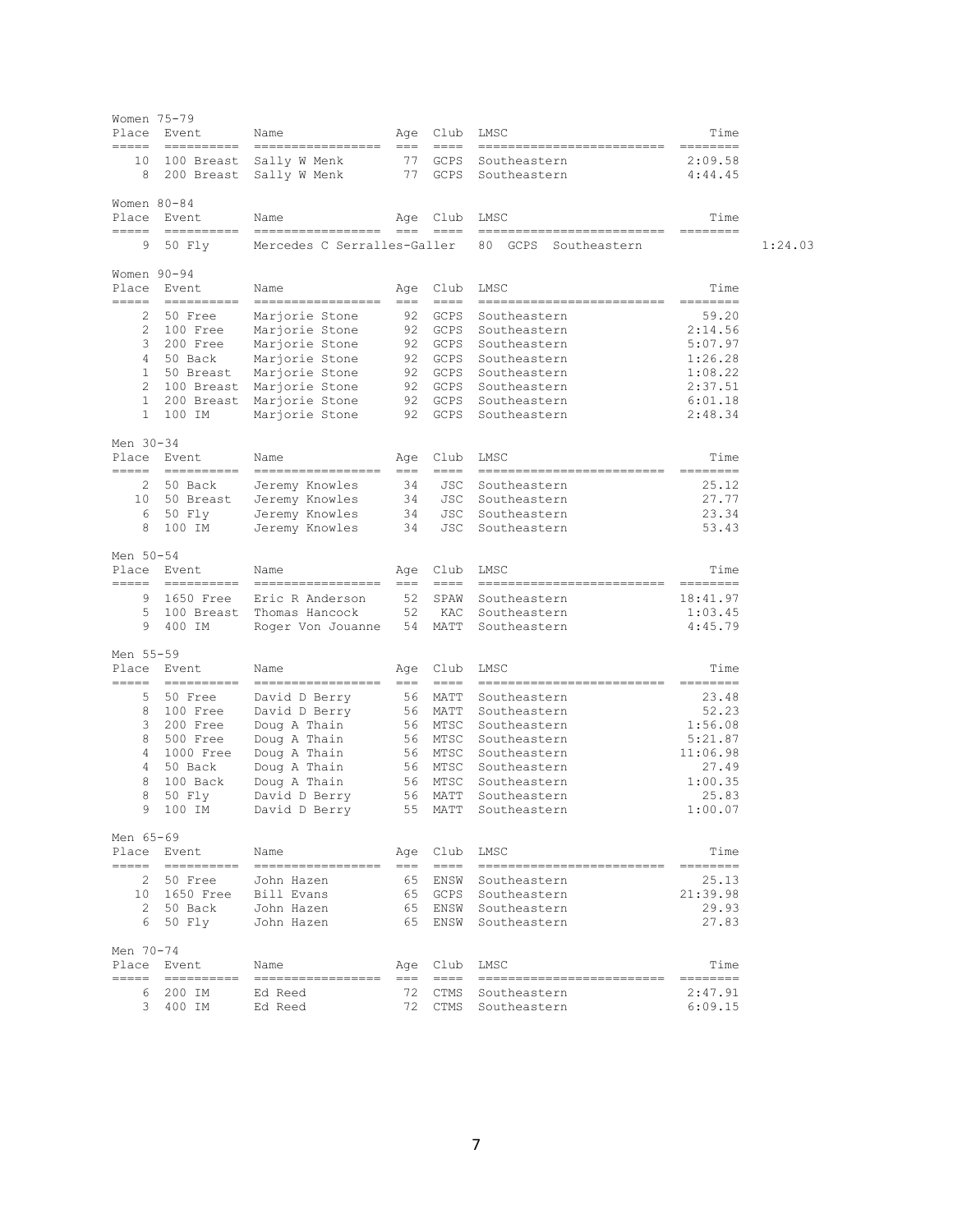## Women 75-79

| Place | Event | Name | Age | Club | LMSC | Time |
|---|---|---|---|---|---|---|
| 10 | 100 Breast | Sally W Menk | 77 | GCPS | Southeastern | 2:09.58 |
| 8 | 200 Breast | Sally W Menk | 77 | GCPS | Southeastern | 4:44.45 |

## Women 80-84

| Place | Event | Name | Age | Club | LMSC | Time |
|---|---|---|---|---|---|---|
| 9 | 50 Fly | Mercedes C Serralles-Galler | 80 | GCPS | Southeastern | 1:24.03 |

## Women 90-94

| Place | Event | Name | Age | Club | LMSC | Time |
|---|---|---|---|---|---|---|
| 2 | 50 Free | Marjorie Stone | 92 | GCPS | Southeastern | 59.20 |
| 2 | 100 Free | Marjorie Stone | 92 | GCPS | Southeastern | 2:14.56 |
| 3 | 200 Free | Marjorie Stone | 92 | GCPS | Southeastern | 5:07.97 |
| 4 | 50 Back | Marjorie Stone | 92 | GCPS | Southeastern | 1:26.28 |
| 1 | 50 Breast | Marjorie Stone | 92 | GCPS | Southeastern | 1:08.22 |
| 2 | 100 Breast | Marjorie Stone | 92 | GCPS | Southeastern | 2:37.51 |
| 1 | 200 Breast | Marjorie Stone | 92 | GCPS | Southeastern | 6:01.18 |
| 1 | 100 IM | Marjorie Stone | 92 | GCPS | Southeastern | 2:48.34 |

## Men 30-34

| Place | Event | Name | Age | Club | LMSC | Time |
|---|---|---|---|---|---|---|
| 2 | 50 Back | Jeremy Knowles | 34 | JSC | Southeastern | 25.12 |
| 10 | 50 Breast | Jeremy Knowles | 34 | JSC | Southeastern | 27.77 |
| 6 | 50 Fly | Jeremy Knowles | 34 | JSC | Southeastern | 23.34 |
| 8 | 100 IM | Jeremy Knowles | 34 | JSC | Southeastern | 53.43 |

## Men 50-54

| Place | Event | Name | Age | Club | LMSC | Time |
|---|---|---|---|---|---|---|
| 9 | 1650 Free | Eric R Anderson | 52 | SPAW | Southeastern | 18:41.97 |
| 5 | 100 Breast | Thomas Hancock | 52 | KAC | Southeastern | 1:03.45 |
| 9 | 400 IM | Roger Von Jouanne | 54 | MATT | Southeastern | 4:45.79 |

## Men 55-59

| Place | Event | Name | Age | Club | LMSC | Time |
|---|---|---|---|---|---|---|
| 5 | 50 Free | David D Berry | 56 | MATT | Southeastern | 23.48 |
| 8 | 100 Free | David D Berry | 56 | MATT | Southeastern | 52.23 |
| 3 | 200 Free | Doug A Thain | 56 | MTSC | Southeastern | 1:56.08 |
| 8 | 500 Free | Doug A Thain | 56 | MTSC | Southeastern | 5:21.87 |
| 4 | 1000 Free | Doug A Thain | 56 | MTSC | Southeastern | 11:06.98 |
| 4 | 50 Back | Doug A Thain | 56 | MTSC | Southeastern | 27.49 |
| 8 | 100 Back | Doug A Thain | 56 | MTSC | Southeastern | 1:00.35 |
| 8 | 50 Fly | David D Berry | 56 | MATT | Southeastern | 25.83 |
| 9 | 100 IM | David D Berry | 55 | MATT | Southeastern | 1:00.07 |

## Men 65-69

| Place | Event | Name | Age | Club | LMSC | Time |
|---|---|---|---|---|---|---|
| 2 | 50 Free | John Hazen | 65 | ENSW | Southeastern | 25.13 |
| 10 | 1650 Free | Bill Evans | 65 | GCPS | Southeastern | 21:39.98 |
| 2 | 50 Back | John Hazen | 65 | ENSW | Southeastern | 29.93 |
| 6 | 50 Fly | John Hazen | 65 | ENSW | Southeastern | 27.83 |

## Men 70-74

| Place | Event | Name | Age | Club | LMSC | Time |
|---|---|---|---|---|---|---|
| 6 | 200 IM | Ed Reed | 72 | CTMS | Southeastern | 2:47.91 |
| 3 | 400 IM | Ed Reed | 72 | CTMS | Southeastern | 6:09.15 |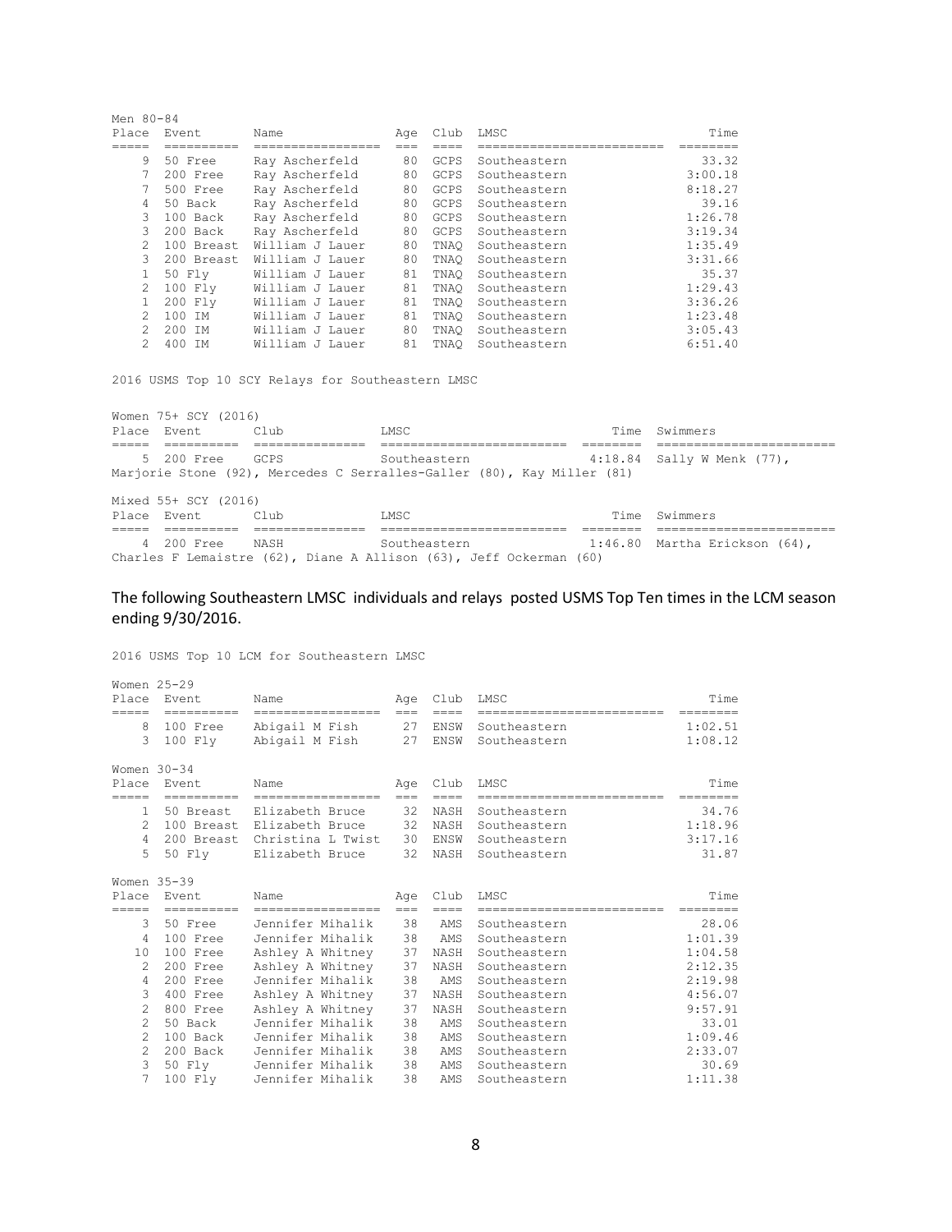Men 80-84

| Place | Event | Name | Age | Club | LMSC | Time |
|---|---|---|---|---|---|---|
| 9 | 50 Free | Ray Ascherfeld | 80 | GCPS | Southeastern | 33.32 |
| 7 | 200 Free | Ray Ascherfeld | 80 | GCPS | Southeastern | 3:00.18 |
| 7 | 500 Free | Ray Ascherfeld | 80 | GCPS | Southeastern | 8:18.27 |
| 4 | 50 Back | Ray Ascherfeld | 80 | GCPS | Southeastern | 39.16 |
| 3 | 100 Back | Ray Ascherfeld | 80 | GCPS | Southeastern | 1:26.78 |
| 3 | 200 Back | Ray Ascherfeld | 80 | GCPS | Southeastern | 3:19.34 |
| 2 | 100 Breast | William J Lauer | 80 | TNAQ | Southeastern | 1:35.49 |
| 3 | 200 Breast | William J Lauer | 80 | TNAQ | Southeastern | 3:31.66 |
| 1 | 50 Fly | William J Lauer | 81 | TNAQ | Southeastern | 35.37 |
| 2 | 100 Fly | William J Lauer | 81 | TNAQ | Southeastern | 1:29.43 |
| 1 | 200 Fly | William J Lauer | 81 | TNAQ | Southeastern | 3:36.26 |
| 2 | 100 IM | William J Lauer | 81 | TNAQ | Southeastern | 1:23.48 |
| 2 | 200 IM | William J Lauer | 80 | TNAQ | Southeastern | 3:05.43 |
| 2 | 400 IM | William J Lauer | 81 | TNAQ | Southeastern | 6:51.40 |

2016 USMS Top 10 SCY Relays for Southeastern LMSC

Women 75+ SCY (2016)

| Place | Event | Club | LMSC | Time | Swimmers |
|---|---|---|---|---|---|
| 5 | 200 Free | GCPS | Southeastern | 4:18.84 | Sally W Menk (77), Marjorie Stone (92), Mercedes C Serralles-Galler (80), Kay Miller (81) |

Mixed 55+ SCY (2016)

| Place | Event | Club | LMSC | Time | Swimmers |
|---|---|---|---|---|---|
| 4 | 200 Free | NASH | Southeastern | 1:46.80 | Martha Erickson (64), Charles F Lemaistre (62), Diane A Allison (63), Jeff Ockerman (60) |

## The following Southeastern LMSC individuals and relays posted USMS Top Ten times in the LCM season ending 9/30/2016.

2016 USMS Top 10 LCM for Southeastern LMSC

Women 25-29

| Place | Event | Name | Age | Club | LMSC | Time |
|---|---|---|---|---|---|---|
| 8 | 100 Free | Abigail M Fish | 27 | ENSW | Southeastern | 1:02.51 |
| 3 | 100 Fly | Abigail M Fish | 27 | ENSW | Southeastern | 1:08.12 |

Women 30-34

| Place | Event | Name | Age | Club | LMSC | Time |
|---|---|---|---|---|---|---|
| 1 | 50 Breast | Elizabeth Bruce | 32 | NASH | Southeastern | 34.76 |
| 2 | 100 Breast | Elizabeth Bruce | 32 | NASH | Southeastern | 1:18.96 |
| 4 | 200 Breast | Christina L Twist | 30 | ENSW | Southeastern | 3:17.16 |
| 5 | 50 Fly | Elizabeth Bruce | 32 | NASH | Southeastern | 31.87 |

Women 35-39

| Place | Event | Name | Age | Club | LMSC | Time |
|---|---|---|---|---|---|---|
| 3 | 50 Free | Jennifer Mihalik | 38 | AMS | Southeastern | 28.06 |
| 4 | 100 Free | Jennifer Mihalik | 38 | AMS | Southeastern | 1:01.39 |
| 10 | 100 Free | Ashley A Whitney | 37 | NASH | Southeastern | 1:04.58 |
| 2 | 200 Free | Ashley A Whitney | 37 | NASH | Southeastern | 2:12.35 |
| 4 | 200 Free | Jennifer Mihalik | 38 | AMS | Southeastern | 2:19.98 |
| 3 | 400 Free | Ashley A Whitney | 37 | NASH | Southeastern | 4:56.07 |
| 2 | 800 Free | Ashley A Whitney | 37 | NASH | Southeastern | 9:57.91 |
| 2 | 50 Back | Jennifer Mihalik | 38 | AMS | Southeastern | 33.01 |
| 2 | 100 Back | Jennifer Mihalik | 38 | AMS | Southeastern | 1:09.46 |
| 2 | 200 Back | Jennifer Mihalik | 38 | AMS | Southeastern | 2:33.07 |
| 3 | 50 Fly | Jennifer Mihalik | 38 | AMS | Southeastern | 30.69 |
| 7 | 100 Fly | Jennifer Mihalik | 38 | AMS | Southeastern | 1:11.38 |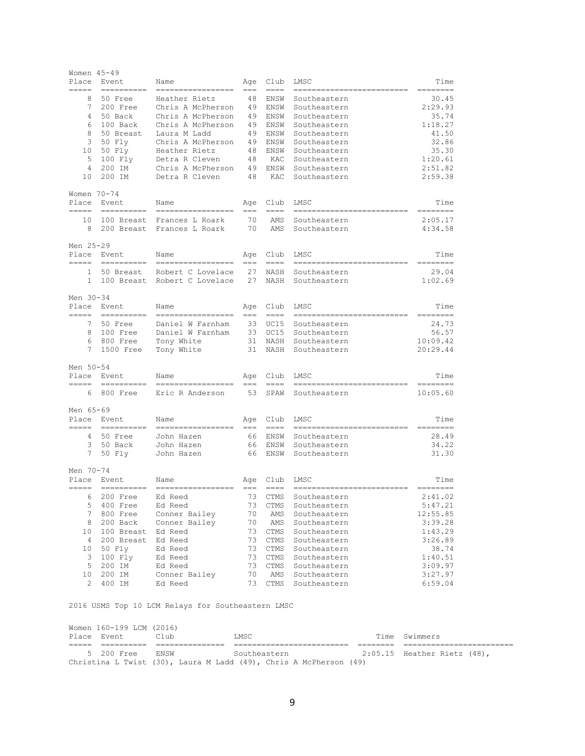Women 45-49

| Place | Event | Name | Age | Club | LMSC | Time |
|---|---|---|---|---|---|---|
| 8 | 50 Free | Heather Rietz | 48 | ENSW | Southeastern | 30.45 |
| 7 | 200 Free | Chris A McPherson | 49 | ENSW | Southeastern | 2:29.93 |
| 4 | 50 Back | Chris A McPherson | 49 | ENSW | Southeastern | 35.74 |
| 6 | 100 Back | Chris A McPherson | 49 | ENSW | Southeastern | 1:18.27 |
| 8 | 50 Breast | Laura M Ladd | 49 | ENSW | Southeastern | 41.50 |
| 3 | 50 Fly | Chris A McPherson | 49 | ENSW | Southeastern | 32.86 |
| 10 | 50 Fly | Heather Rietz | 48 | ENSW | Southeastern | 35.30 |
| 5 | 100 Fly | Detra R Cleven | 48 | KAC | Southeastern | 1:20.61 |
| 4 | 200 IM | Chris A McPherson | 49 | ENSW | Southeastern | 2:51.82 |
| 10 | 200 IM | Detra R Cleven | 48 | KAC | Southeastern | 2:59.38 |

Women 70-74

| Place | Event | Name | Age | Club | LMSC | Time |
|---|---|---|---|---|---|---|
| 10 | 100 Breast | Frances L Roark | 70 | AMS | Southeastern | 2:05.17 |
| 8 | 200 Breast | Frances L Roark | 70 | AMS | Southeastern | 4:34.58 |

Men 25-29

| Place | Event | Name | Age | Club | LMSC | Time |
|---|---|---|---|---|---|---|
| 1 | 50 Breast | Robert C Lovelace | 27 | NASH | Southeastern | 29.04 |
| 1 | 100 Breast | Robert C Lovelace | 27 | NASH | Southeastern | 1:02.69 |

Men 30-34

| Place | Event | Name | Age | Club | LMSC | Time |
|---|---|---|---|---|---|---|
| 7 | 50 Free | Daniel W Farnham | 33 | UC15 | Southeastern | 24.73 |
| 8 | 100 Free | Daniel W Farnham | 33 | UC15 | Southeastern | 56.57 |
| 6 | 800 Free | Tony White | 31 | NASH | Southeastern | 10:09.42 |
| 7 | 1500 Free | Tony White | 31 | NASH | Southeastern | 20:29.44 |

Men 50-54

| Place | Event | Name | Age | Club | LMSC | Time |
|---|---|---|---|---|---|---|
| 6 | 800 Free | Eric R Anderson | 53 | SPAW | Southeastern | 10:05.60 |

Men 65-69

| Place | Event | Name | Age | Club | LMSC | Time |
|---|---|---|---|---|---|---|
| 4 | 50 Free | John Hazen | 66 | ENSW | Southeastern | 28.49 |
| 3 | 50 Back | John Hazen | 66 | ENSW | Southeastern | 34.22 |
| 7 | 50 Fly | John Hazen | 66 | ENSW | Southeastern | 31.30 |

Men 70-74

| Place | Event | Name | Age | Club | LMSC | Time |
|---|---|---|---|---|---|---|
| 6 | 200 Free | Ed Reed | 73 | CTMS | Southeastern | 2:41.02 |
| 5 | 400 Free | Ed Reed | 73 | CTMS | Southeastern | 5:47.21 |
| 7 | 800 Free | Conner Bailey | 70 | AMS | Southeastern | 12:55.85 |
| 8 | 200 Back | Conner Bailey | 70 | AMS | Southeastern | 3:39.28 |
| 10 | 100 Breast | Ed Reed | 73 | CTMS | Southeastern | 1:43.29 |
| 4 | 200 Breast | Ed Reed | 73 | CTMS | Southeastern | 3:26.89 |
| 10 | 50 Fly | Ed Reed | 73 | CTMS | Southeastern | 38.74 |
| 3 | 100 Fly | Ed Reed | 73 | CTMS | Southeastern | 1:40.51 |
| 5 | 200 IM | Ed Reed | 73 | CTMS | Southeastern | 3:09.97 |
| 10 | 200 IM | Conner Bailey | 70 | AMS | Southeastern | 3:27.97 |
| 2 | 400 IM | Ed Reed | 73 | CTMS | Southeastern | 6:59.04 |

2016 USMS Top 10 LCM Relays for Southeastern LMSC

Women 160-199 LCM (2016)

| Place | Event | Club | LMSC | Time | Swimmers |
|---|---|---|---|---|---|
| 5 | 200 Free | ENSW | Southeastern | 2:05.15 | Heather Rietz (48), Christina L Twist (30), Laura M Ladd (49), Chris A McPherson (49) |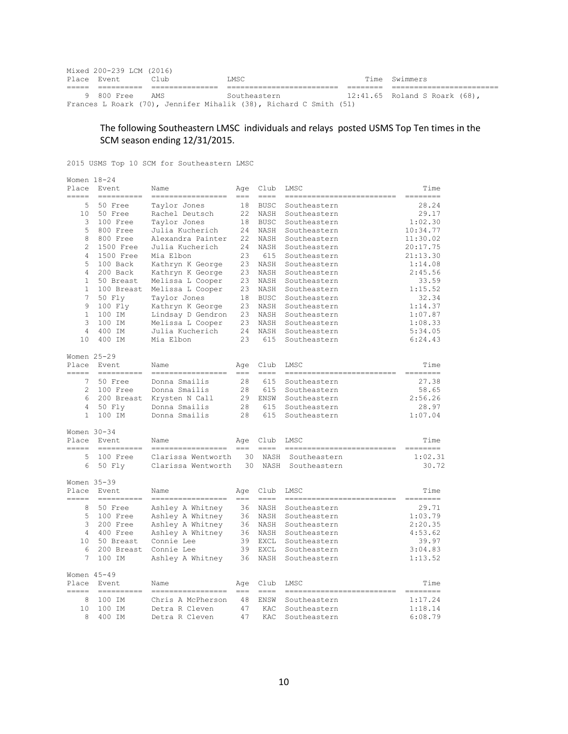Mixed 200-239 LCM (2016)

| Place | Event | Club | LMSC | Time | Swimmers |
|---|---|---|---|---|---|
| 9 | 800 Free | AMS | Southeastern | 12:41.65 | Roland S Roark (68), Frances L Roark (70), Jennifer Mihalik (38), Richard C Smith (51) |

The following Southeastern LMSC individuals and relays posted USMS Top Ten times in the SCM season ending 12/31/2015.

2015 USMS Top 10 SCM for Southeastern LMSC

Women 18-24

| Place | Event | Name | Age | Club | LMSC | Time |
|---|---|---|---|---|---|---|
| 5 | 50 Free | Taylor Jones | 18 | BUSC | Southeastern | 28.24 |
| 10 | 50 Free | Rachel Deutsch | 22 | NASH | Southeastern | 29.17 |
| 3 | 100 Free | Taylor Jones | 18 | BUSC | Southeastern | 1:02.30 |
| 5 | 800 Free | Julia Kucherich | 24 | NASH | Southeastern | 10:34.77 |
| 8 | 800 Free | Alexandra Painter | 22 | NASH | Southeastern | 11:30.02 |
| 2 | 1500 Free | Julia Kucherich | 24 | NASH | Southeastern | 20:17.75 |
| 4 | 1500 Free | Mia Elbon | 23 | 615 | Southeastern | 21:13.30 |
| 5 | 100 Back | Kathryn K George | 23 | NASH | Southeastern | 1:14.08 |
| 4 | 200 Back | Kathryn K George | 23 | NASH | Southeastern | 2:45.56 |
| 1 | 50 Breast | Melissa L Cooper | 23 | NASH | Southeastern | 33.59 |
| 1 | 100 Breast | Melissa L Cooper | 23 | NASH | Southeastern | 1:15.52 |
| 7 | 50 Fly | Taylor Jones | 18 | BUSC | Southeastern | 32.34 |
| 9 | 100 Fly | Kathryn K George | 23 | NASH | Southeastern | 1:14.37 |
| 1 | 100 IM | Lindsay D Gendron | 23 | NASH | Southeastern | 1:07.87 |
| 3 | 100 IM | Melissa L Cooper | 23 | NASH | Southeastern | 1:08.33 |
| 4 | 400 IM | Julia Kucherich | 24 | NASH | Southeastern | 5:34.05 |
| 10 | 400 IM | Mia Elbon | 23 | 615 | Southeastern | 6:24.43 |

Women 25-29

| Place | Event | Name | Age | Club | LMSC | Time |
|---|---|---|---|---|---|---|
| 7 | 50 Free | Donna Smailis | 28 | 615 | Southeastern | 27.38 |
| 2 | 100 Free | Donna Smailis | 28 | 615 | Southeastern | 58.65 |
| 6 | 200 Breast | Krysten N Call | 29 | ENSW | Southeastern | 2:56.26 |
| 4 | 50 Fly | Donna Smailis | 28 | 615 | Southeastern | 28.97 |
| 1 | 100 IM | Donna Smailis | 28 | 615 | Southeastern | 1:07.04 |

Women 30-34

| Place | Event | Name | Age | Club | LMSC | Time |
|---|---|---|---|---|---|---|
| 5 | 100 Free | Clarissa Wentworth | 30 | NASH | Southeastern | 1:02.31 |
| 6 | 50 Fly | Clarissa Wentworth | 30 | NASH | Southeastern | 30.72 |

Women 35-39

| Place | Event | Name | Age | Club | LMSC | Time |
|---|---|---|---|---|---|---|
| 8 | 50 Free | Ashley A Whitney | 36 | NASH | Southeastern | 29.71 |
| 5 | 100 Free | Ashley A Whitney | 36 | NASH | Southeastern | 1:03.79 |
| 3 | 200 Free | Ashley A Whitney | 36 | NASH | Southeastern | 2:20.35 |
| 4 | 400 Free | Ashley A Whitney | 36 | NASH | Southeastern | 4:53.62 |
| 10 | 50 Breast | Connie Lee | 39 | EXCL | Southeastern | 39.97 |
| 6 | 200 Breast | Connie Lee | 39 | EXCL | Southeastern | 3:04.83 |
| 7 | 100 IM | Ashley A Whitney | 36 | NASH | Southeastern | 1:13.52 |

Women 45-49

| Place | Event | Name | Age | Club | LMSC | Time |
|---|---|---|---|---|---|---|
| 8 | 100 IM | Chris A McPherson | 48 | ENSW | Southeastern | 1:17.24 |
| 10 | 100 IM | Detra R Cleven | 47 | KAC | Southeastern | 1:18.14 |
| 8 | 400 IM | Detra R Cleven | 47 | KAC | Southeastern | 6:08.79 |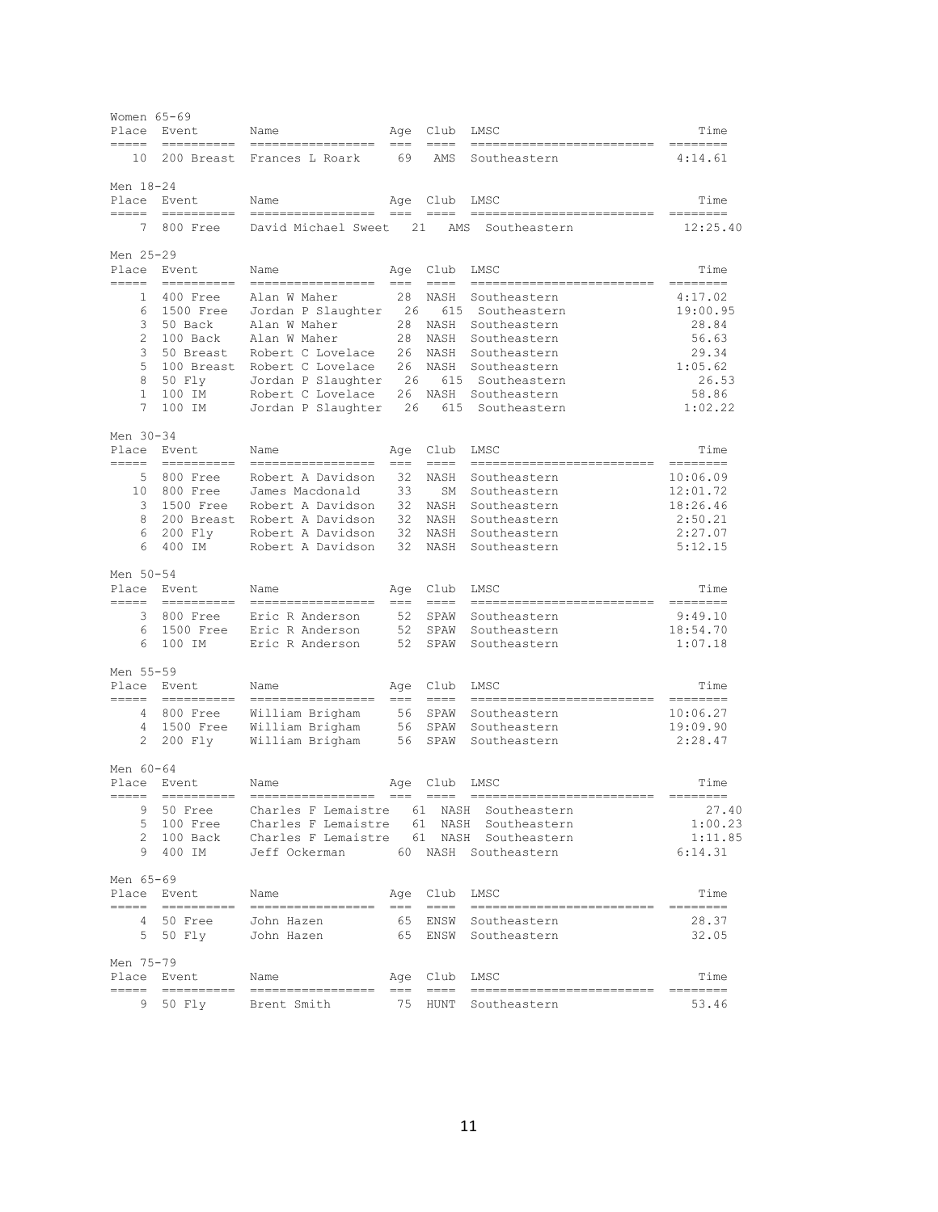Women 65-69

| Place | Event | Name | Age | Club | LMSC | Time |
|---|---|---|---|---|---|---|
| 10 | 200 Breast | Frances L Roark | 69 | AMS | Southeastern | 4:14.61 |

Men 18-24

| Place | Event | Name | Age | Club | LMSC | Time |
|---|---|---|---|---|---|---|
| 7 | 800 Free | David Michael Sweet | 21 | AMS | Southeastern | 12:25.40 |

Men 25-29

| Place | Event | Name | Age | Club | LMSC | Time |
|---|---|---|---|---|---|---|
| 1 | 400 Free | Alan W Maher | 28 | NASH | Southeastern | 4:17.02 |
| 6 | 1500 Free | Jordan P Slaughter | 26 | 615 | Southeastern | 19:00.95 |
| 3 | 50 Back | Alan W Maher | 28 | NASH | Southeastern | 28.84 |
| 2 | 100 Back | Alan W Maher | 28 | NASH | Southeastern | 56.63 |
| 3 | 50 Breast | Robert C Lovelace | 26 | NASH | Southeastern | 29.34 |
| 5 | 100 Breast | Robert C Lovelace | 26 | NASH | Southeastern | 1:05.62 |
| 8 | 50 Fly | Jordan P Slaughter | 26 | 615 | Southeastern | 26.53 |
| 1 | 100 IM | Robert C Lovelace | 26 | NASH | Southeastern | 58.86 |
| 7 | 100 IM | Jordan P Slaughter | 26 | 615 | Southeastern | 1:02.22 |

Men 30-34

| Place | Event | Name | Age | Club | LMSC | Time |
|---|---|---|---|---|---|---|
| 5 | 800 Free | Robert A Davidson | 32 | NASH | Southeastern | 10:06.09 |
| 10 | 800 Free | James Macdonald | 33 | SM | Southeastern | 12:01.72 |
| 3 | 1500 Free | Robert A Davidson | 32 | NASH | Southeastern | 18:26.46 |
| 8 | 200 Breast | Robert A Davidson | 32 | NASH | Southeastern | 2:50.21 |
| 6 | 200 Fly | Robert A Davidson | 32 | NASH | Southeastern | 2:27.07 |
| 6 | 400 IM | Robert A Davidson | 32 | NASH | Southeastern | 5:12.15 |

Men 50-54

| Place | Event | Name | Age | Club | LMSC | Time |
|---|---|---|---|---|---|---|
| 3 | 800 Free | Eric R Anderson | 52 | SPAW | Southeastern | 9:49.10 |
| 6 | 1500 Free | Eric R Anderson | 52 | SPAW | Southeastern | 18:54.70 |
| 6 | 100 IM | Eric R Anderson | 52 | SPAW | Southeastern | 1:07.18 |

Men 55-59

| Place | Event | Name | Age | Club | LMSC | Time |
|---|---|---|---|---|---|---|
| 4 | 800 Free | William Brigham | 56 | SPAW | Southeastern | 10:06.27 |
| 4 | 1500 Free | William Brigham | 56 | SPAW | Southeastern | 19:09.90 |
| 2 | 200 Fly | William Brigham | 56 | SPAW | Southeastern | 2:28.47 |

Men 60-64

| Place | Event | Name | Age | Club | LMSC | Time |
|---|---|---|---|---|---|---|
| 9 | 50 Free | Charles F Lemaistre | 61 | NASH | Southeastern | 27.40 |
| 5 | 100 Free | Charles F Lemaistre | 61 | NASH | Southeastern | 1:00.23 |
| 2 | 100 Back | Charles F Lemaistre | 61 | NASH | Southeastern | 1:11.85 |
| 9 | 400 IM | Jeff Ockerman | 60 | NASH | Southeastern | 6:14.31 |

Men 65-69

| Place | Event | Name | Age | Club | LMSC | Time |
|---|---|---|---|---|---|---|
| 4 | 50 Free | John Hazen | 65 | ENSW | Southeastern | 28.37 |
| 5 | 50 Fly | John Hazen | 65 | ENSW | Southeastern | 32.05 |

Men 75-79

| Place | Event | Name | Age | Club | LMSC | Time |
|---|---|---|---|---|---|---|
| 9 | 50 Fly | Brent Smith | 75 | HUNT | Southeastern | 53.46 |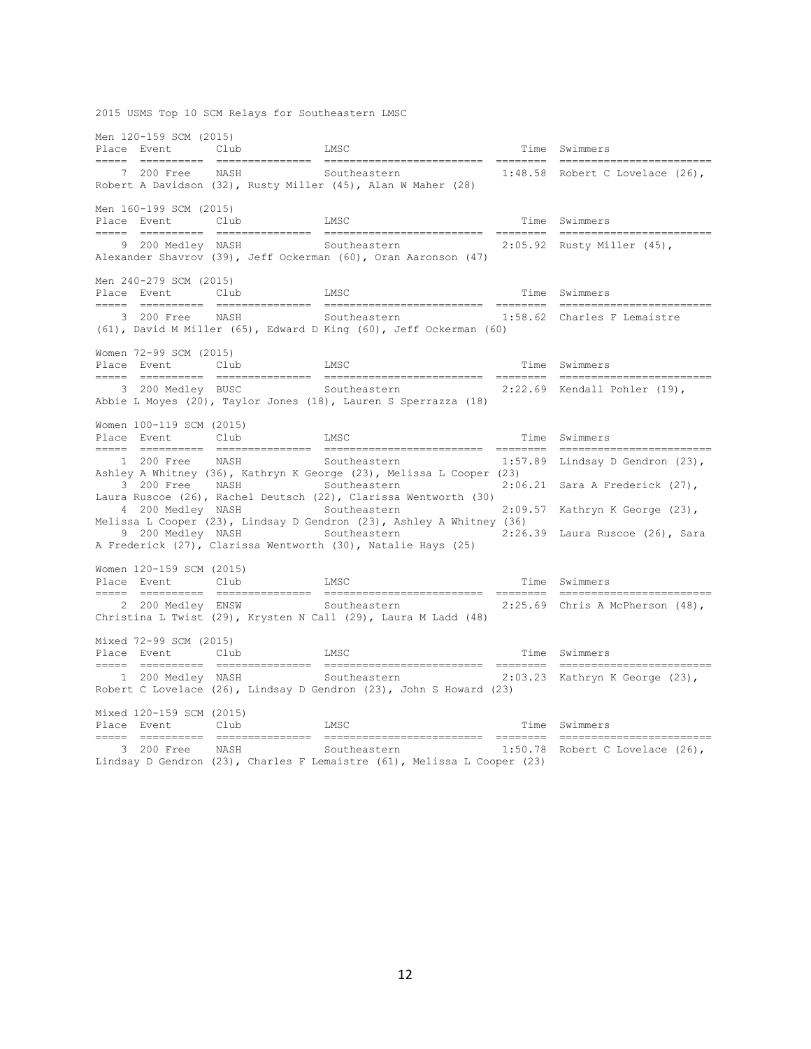2015 USMS Top 10 SCM Relays for Southeastern LMSC

### Men 120-159 SCM (2015)

| Place | Event | Club | LMSC | Time | Swimmers |
|---|---|---|---|---|---|
| 7 | 200 Free | NASH | Southeastern | 1:48.58 | Robert C Lovelace (26), Robert A Davidson (32), Rusty Miller (45), Alan W Maher (28) |

### Men 160-199 SCM (2015)

| Place | Event | Club | LMSC | Time | Swimmers |
|---|---|---|---|---|---|
| 9 | 200 Medley | NASH | Southeastern | 2:05.92 | Rusty Miller (45), Alexander Shavrov (39), Jeff Ockerman (60), Oran Aaronson (47) |

### Men 240-279 SCM (2015)

| Place | Event | Club | LMSC | Time | Swimmers |
|---|---|---|---|---|---|
| 3 | 200 Free | NASH | Southeastern | 1:58.62 | Charles F Lemaistre (61), David M Miller (65), Edward D King (60), Jeff Ockerman (60) |

### Women 72-99 SCM (2015)

| Place | Event | Club | LMSC | Time | Swimmers |
|---|---|---|---|---|---|
| 3 | 200 Medley | BUSC | Southeastern | 2:22.69 | Kendall Pohler (19), Abbie L Moyes (20), Taylor Jones (18), Lauren S Sperrazza (18) |

### Women 100-119 SCM (2015)

| Place | Event | Club | LMSC | Time | Swimmers |
|---|---|---|---|---|---|
| 1 | 200 Free | NASH | Southeastern | 1:57.89 | Lindsay D Gendron (23), Ashley A Whitney (36), Kathryn K George (23), Melissa L Cooper (23) |
| 3 | 200 Free | NASH | Southeastern | 2:06.21 | Sara A Frederick (27), Laura Ruscoe (26), Rachel Deutsch (22), Clarissa Wentworth (30) |
| 4 | 200 Medley | NASH | Southeastern | 2:09.57 | Kathryn K George (23), Melissa L Cooper (23), Lindsay D Gendron (23), Ashley A Whitney (36) |
| 9 | 200 Medley | NASH | Southeastern | 2:26.39 | Laura Ruscoe (26), Sara A Frederick (27), Clarissa Wentworth (30), Natalie Hays (25) |

### Women 120-159 SCM (2015)

| Place | Event | Club | LMSC | Time | Swimmers |
|---|---|---|---|---|---|
| 2 | 200 Medley | ENSW | Southeastern | 2:25.69 | Chris A McPherson (48), Christina L Twist (29), Krysten N Call (29), Laura M Ladd (48) |

### Mixed 72-99 SCM (2015)

| Place | Event | Club | LMSC | Time | Swimmers |
|---|---|---|---|---|---|
| 1 | 200 Medley | NASH | Southeastern | 2:03.23 | Kathryn K George (23), Robert C Lovelace (26), Lindsay D Gendron (23), John S Howard (23) |

### Mixed 120-159 SCM (2015)

| Place | Event | Club | LMSC | Time | Swimmers |
|---|---|---|---|---|---|
| 3 | 200 Free | NASH | Southeastern | 1:50.78 | Robert C Lovelace (26), Lindsay D Gendron (23), Charles F Lemaistre (61), Melissa L Cooper (23) |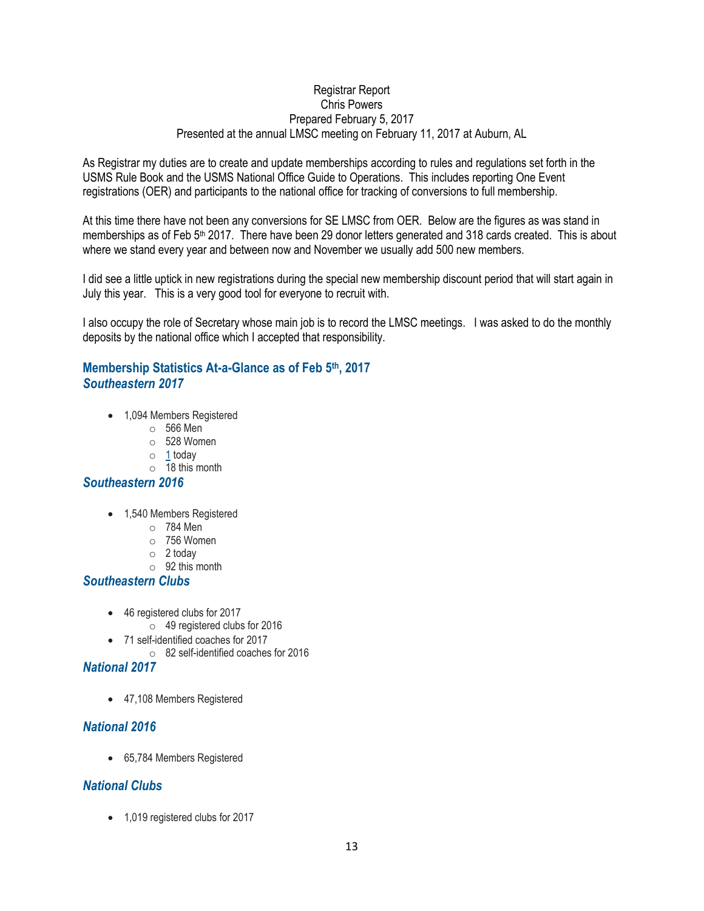Registrar Report
Chris Powers
Prepared February 5, 2017
Presented at the annual LMSC meeting on February 11, 2017 at Auburn, AL

As Registrar my duties are to create and update memberships according to rules and regulations set forth in the USMS Rule Book and the USMS National Office Guide to Operations. This includes reporting One Event registrations (OER) and participants to the national office for tracking of conversions to full membership.

At this time there have not been any conversions for SE LMSC from OER. Below are the figures as was stand in memberships as of Feb 5th 2017. There have been 29 donor letters generated and 318 cards created. This is about where we stand every year and between now and November we usually add 500 new members.

I did see a little uptick in new registrations during the special new membership discount period that will start again in July this year. This is a very good tool for everyone to recruit with.

I also occupy the role of Secretary whose main job is to record the LMSC meetings. I was asked to do the monthly deposits by the national office which I accepted that responsibility.

## Membership Statistics At-a-Glance as of Feb 5th, 2017

### *Southeastern 2017*

- 1,094 Members Registered
  - 566 Men
  - 528 Women
  - 1 today
  - 18 this month

### *Southeastern 2016*

- 1,540 Members Registered
  - 784 Men
  - 756 Women
  - 2 today
  - 92 this month

### *Southeastern Clubs*

- 46 registered clubs for 2017
  - 49 registered clubs for 2016
- 71 self-identified coaches for 2017
  - 82 self-identified coaches for 2016

### *National 2017*

- 47,108 Members Registered

### *National 2016*

- 65,784 Members Registered

### *National Clubs*

- 1,019 registered clubs for 2017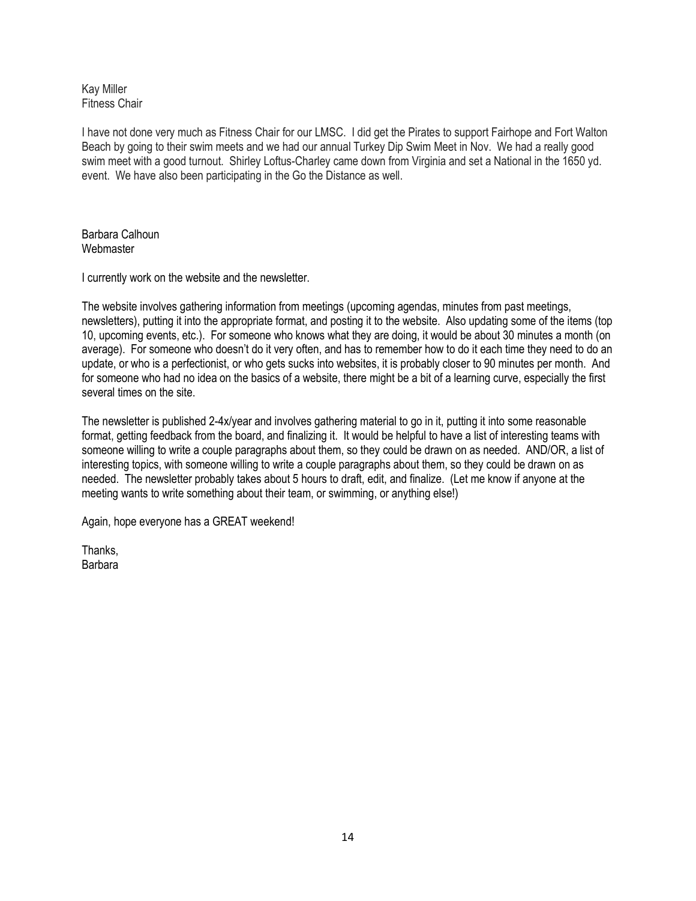Kay Miller
Fitness Chair

I have not done very much as Fitness Chair for our LMSC. I did get the Pirates to support Fairhope and Fort Walton Beach by going to their swim meets and we had our annual Turkey Dip Swim Meet in Nov. We had a really good swim meet with a good turnout. Shirley Loftus-Charley came down from Virginia and set a National in the 1650 yd. event. We have also been participating in the Go the Distance as well.

Barbara Calhoun
Webmaster

I currently work on the website and the newsletter.

The website involves gathering information from meetings (upcoming agendas, minutes from past meetings, newsletters), putting it into the appropriate format, and posting it to the website. Also updating some of the items (top 10, upcoming events, etc.). For someone who knows what they are doing, it would be about 30 minutes a month (on average). For someone who doesn't do it very often, and has to remember how to do it each time they need to do an update, or who is a perfectionist, or who gets sucks into websites, it is probably closer to 90 minutes per month. And for someone who had no idea on the basics of a website, there might be a bit of a learning curve, especially the first several times on the site.

The newsletter is published 2-4x/year and involves gathering material to go in it, putting it into some reasonable format, getting feedback from the board, and finalizing it. It would be helpful to have a list of interesting teams with someone willing to write a couple paragraphs about them, so they could be drawn on as needed. AND/OR, a list of interesting topics, with someone willing to write a couple paragraphs about them, so they could be drawn on as needed. The newsletter probably takes about 5 hours to draft, edit, and finalize. (Let me know if anyone at the meeting wants to write something about their team, or swimming, or anything else!)

Again, hope everyone has a GREAT weekend!

Thanks,
Barbara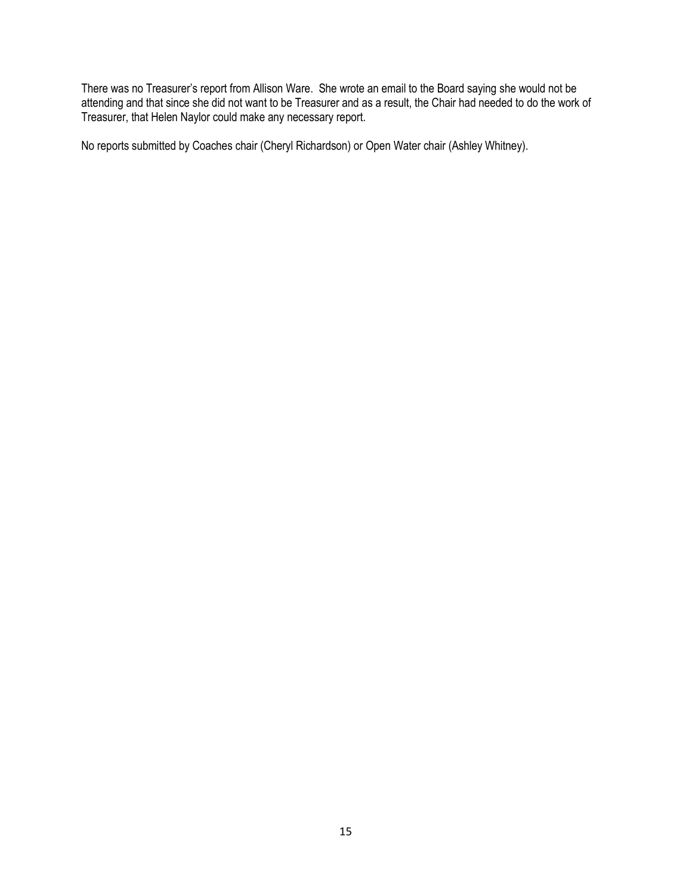There was no Treasurer's report from Allison Ware. She wrote an email to the Board saying she would not be attending and that since she did not want to be Treasurer and as a result, the Chair had needed to do the work of Treasurer, that Helen Naylor could make any necessary report.

No reports submitted by Coaches chair (Cheryl Richardson) or Open Water chair (Ashley Whitney).